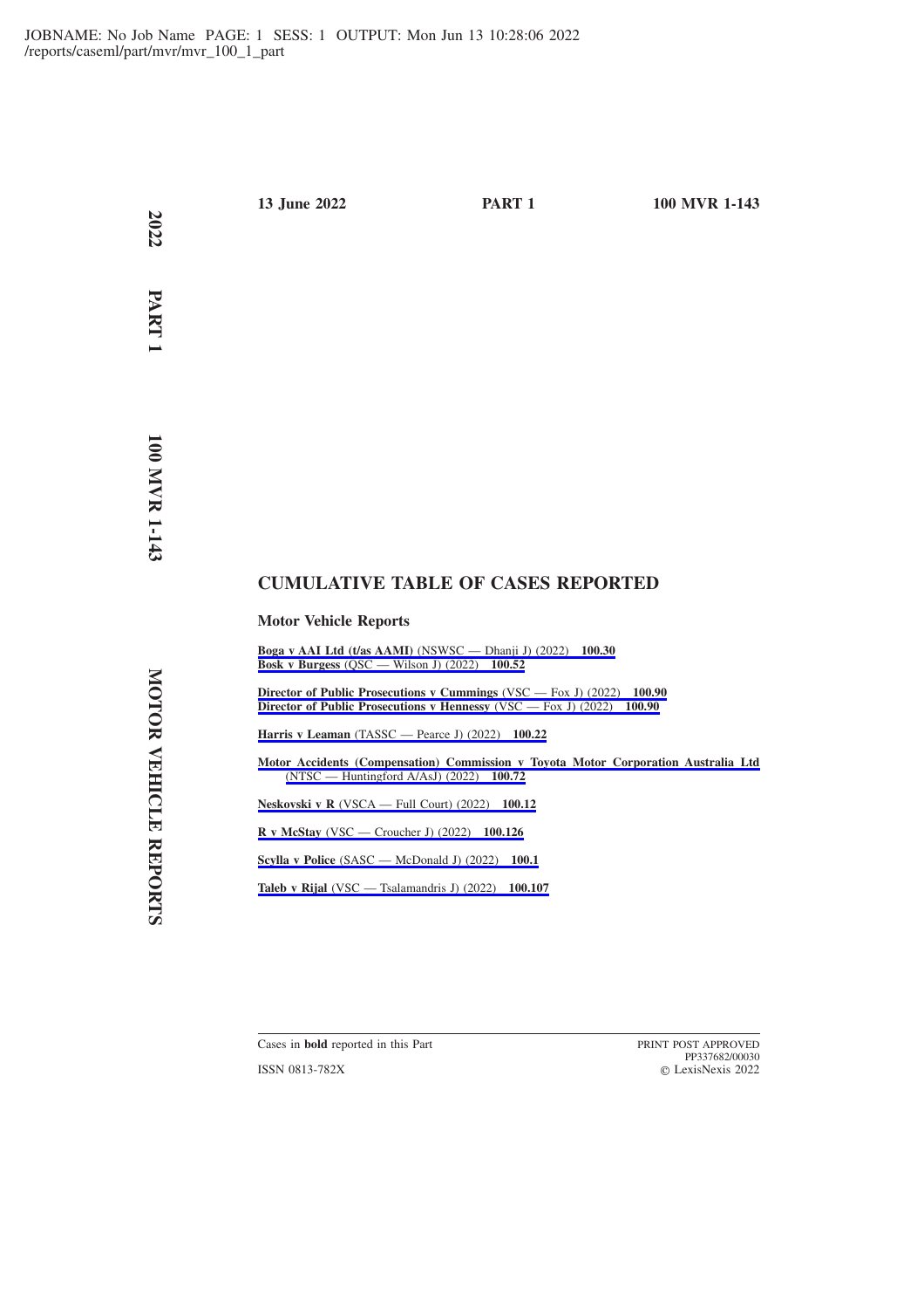**13 June 2022** **PART 1** **100 MVR 1-143**

## CUMULATIVE TABLE OF CASES REPORTED

### Motor Vehicle Reports

**Boga v AAI Ltd (t/as AAMI)** (NSWSC — Dhanji J) (2022) **100.30**
**Bosk v Burgess** (QSC — Wilson J) (2022) **100.52**

**Director of Public Prosecutions v Cummings** (VSC — Fox J) (2022) **100.90**
**Director of Public Prosecutions v Hennessy** (VSC — Fox J) (2022) **100.90**

**Harris v Leaman** (TASSC — Pearce J) (2022) **100.22**

**Motor Accidents (Compensation) Commission v Toyota Motor Corporation Australia Ltd** (NTSC — Huntingford A/AsJ) (2022) **100.72**

**Neskovski v R** (VSCA — Full Court) (2022) **100.12**

**R v McStay** (VSC — Croucher J) (2022) **100.126**

**Scylla v Police** (SASC — McDonald J) (2022) **100.1**

**Taleb v Rijal** (VSC — Tsalamandris J) (2022) **100.107**

Cases in **bold** reported in this Part

ISSN 0813-782X

PRINT POST APPROVED
PP337682/00030
© LexisNexis 2022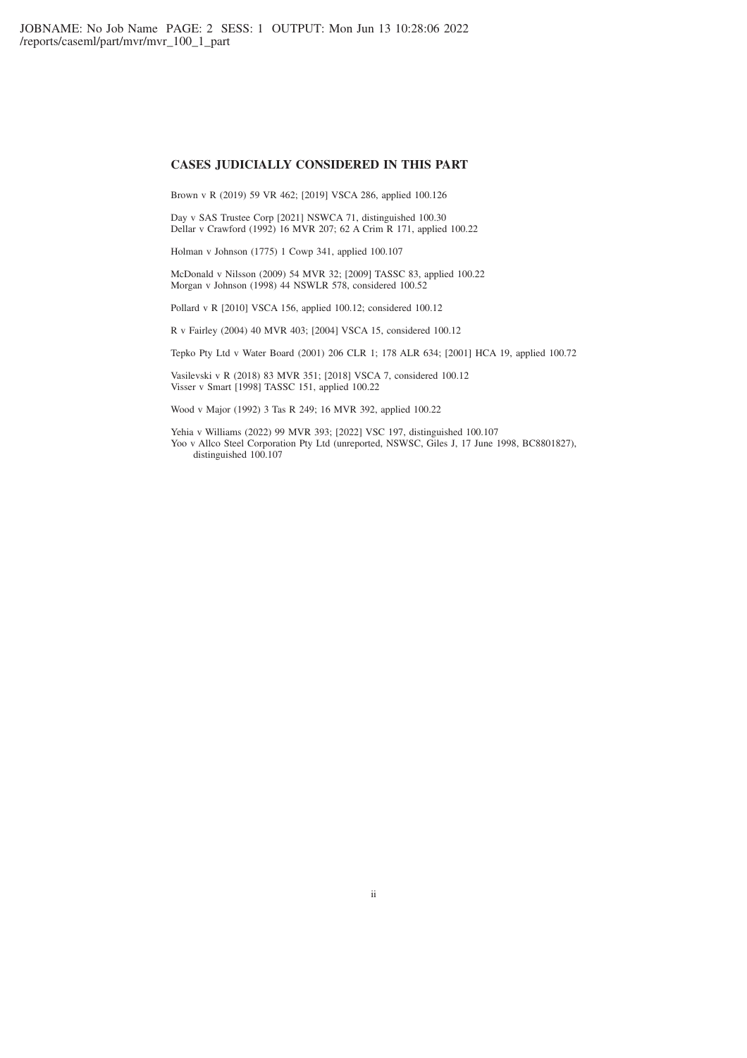## CASES JUDICIALLY CONSIDERED IN THIS PART

Brown v R (2019) 59 VR 462; [2019] VSCA 286, applied 100.126

Day v SAS Trustee Corp [2021] NSWCA 71, distinguished 100.30
Dellar v Crawford (1992) 16 MVR 207; 62 A Crim R 171, applied 100.22

Holman v Johnson (1775) 1 Cowp 341, applied 100.107

McDonald v Nilsson (2009) 54 MVR 32; [2009] TASSC 83, applied 100.22
Morgan v Johnson (1998) 44 NSWLR 578, considered 100.52

Pollard v R [2010] VSCA 156, applied 100.12; considered 100.12

R v Fairley (2004) 40 MVR 403; [2004] VSCA 15, considered 100.12

Tepko Pty Ltd v Water Board (2001) 206 CLR 1; 178 ALR 634; [2001] HCA 19, applied 100.72

Vasilevski v R (2018) 83 MVR 351; [2018] VSCA 7, considered 100.12
Visser v Smart [1998] TASSC 151, applied 100.22

Wood v Major (1992) 3 Tas R 249; 16 MVR 392, applied 100.22

Yehia v Williams (2022) 99 MVR 393; [2022] VSC 197, distinguished 100.107
Yoo v Allco Steel Corporation Pty Ltd (unreported, NSWSC, Giles J, 17 June 1998, BC8801827), distinguished 100.107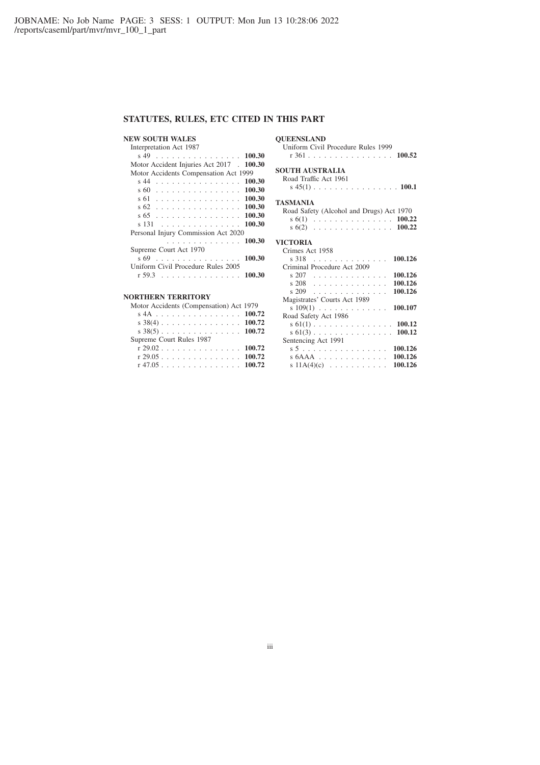## STATUTES, RULES, ETC CITED IN THIS PART

**NEW SOUTH WALES**

Interpretation Act 1987
- s 49 . . . . . . . . . . . . . . . . **100.30**

Motor Accident Injuries Act 2017 . **100.30**

Motor Accidents Compensation Act 1999
- s 44 . . . . . . . . . . . . . . . . **100.30**
- s 60 . . . . . . . . . . . . . . . . **100.30**
- s 61 . . . . . . . . . . . . . . . . **100.30**
- s 62 . . . . . . . . . . . . . . . . **100.30**
- s 65 . . . . . . . . . . . . . . . . **100.30**
- s 131 . . . . . . . . . . . . . . . **100.30**

Personal Injury Commission Act 2020
- . . . . . . . . . . . . . . **100.30**

Supreme Court Act 1970
- s 69 . . . . . . . . . . . . . . . . **100.30**

Uniform Civil Procedure Rules 2005
- r 59.3 . . . . . . . . . . . . . . . **100.30**

**NORTHERN TERRITORY**

Motor Accidents (Compensation) Act 1979
- s 4A . . . . . . . . . . . . . . . . **100.72**
- s 38(4) . . . . . . . . . . . . . . . **100.72**
- s 38(5) . . . . . . . . . . . . . . . **100.72**

Supreme Court Rules 1987
- r 29.02 . . . . . . . . . . . . . . . **100.72**
- r 29.05 . . . . . . . . . . . . . . . **100.72**
- r 47.05 . . . . . . . . . . . . . . . **100.72**

**QUEENSLAND**

Uniform Civil Procedure Rules 1999
- r 361 . . . . . . . . . . . . . . . . **100.52**

**SOUTH AUSTRALIA**

Road Traffic Act 1961
- s 45(1) . . . . . . . . . . . . . . . . **100.1**

**TASMANIA**

Road Safety (Alcohol and Drugs) Act 1970
- s 6(1) . . . . . . . . . . . . . . . **100.22**
- s 6(2) . . . . . . . . . . . . . . . **100.22**

**VICTORIA**

Crimes Act 1958
- s 318 . . . . . . . . . . . . . . **100.126**

Criminal Procedure Act 2009
- s 207 . . . . . . . . . . . . . . **100.126**
- s 208 . . . . . . . . . . . . . . **100.126**
- s 209 . . . . . . . . . . . . . . **100.126**

Magistrates' Courts Act 1989
- s 109(1) . . . . . . . . . . . . . **100.107**

Road Safety Act 1986
- s 61(1) . . . . . . . . . . . . . . . **100.12**
- s 61(3) . . . . . . . . . . . . . . . **100.12**

Sentencing Act 1991
- s 5 . . . . . . . . . . . . . . . . **100.126**
- s 6AAA . . . . . . . . . . . . . **100.126**
- s 11A(4)(c) . . . . . . . . . . . **100.126**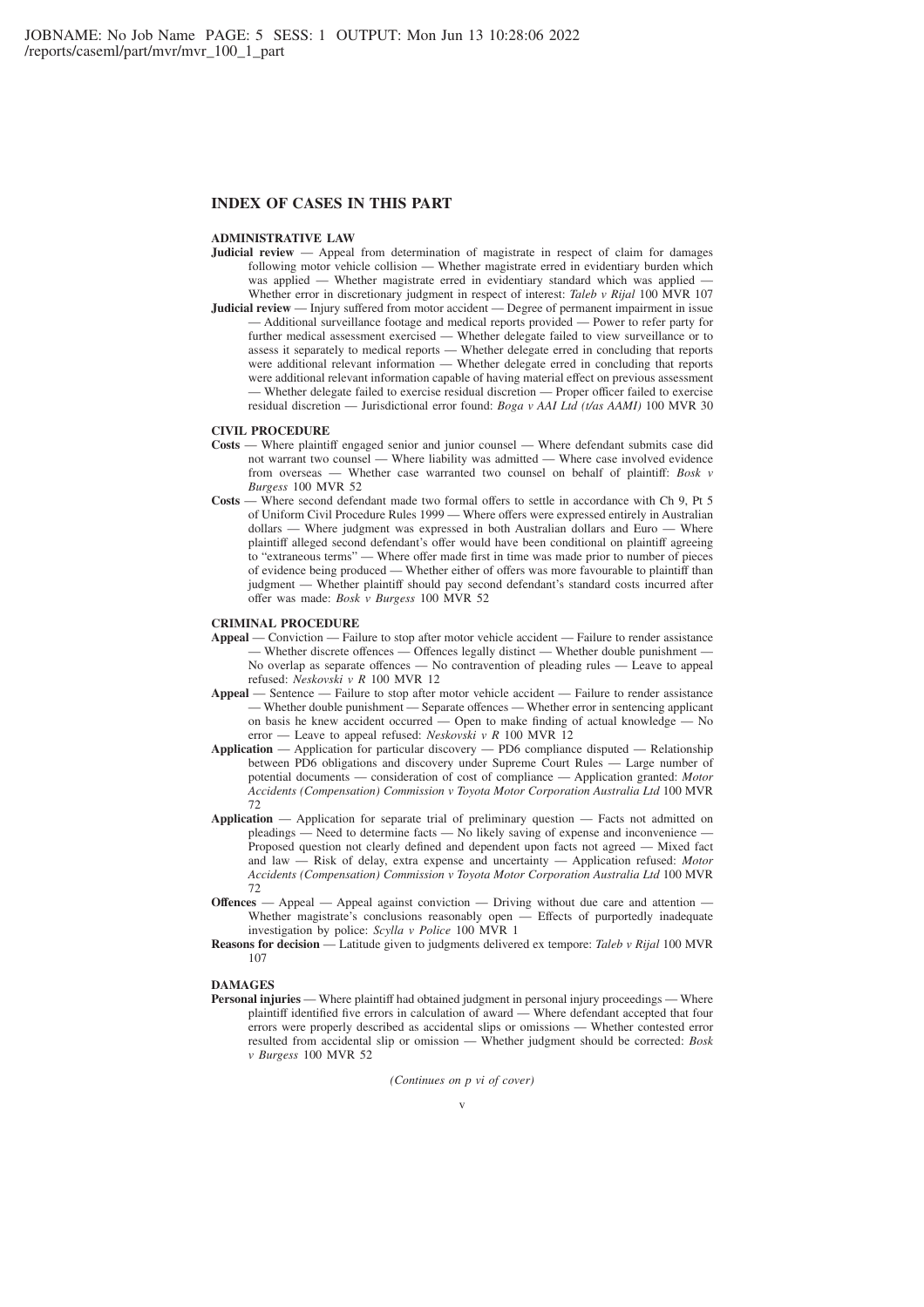## INDEX OF CASES IN THIS PART

### ADMINISTRATIVE LAW

**Judicial review** — Appeal from determination of magistrate in respect of claim for damages following motor vehicle collision — Whether magistrate erred in evidentiary burden which was applied — Whether magistrate erred in evidentiary standard which was applied — Whether error in discretionary judgment in respect of interest: *Taleb v Rijal* 100 MVR 107

**Judicial review** — Injury suffered from motor accident — Degree of permanent impairment in issue — Additional surveillance footage and medical reports provided — Power to refer party for further medical assessment exercised — Whether delegate failed to view surveillance or to assess it separately to medical reports — Whether delegate erred in concluding that reports were additional relevant information — Whether delegate erred in concluding that reports were additional relevant information capable of having material effect on previous assessment — Whether delegate failed to exercise residual discretion — Proper officer failed to exercise residual discretion — Jurisdictional error found: *Boga v AAI Ltd (t/as AAMI)* 100 MVR 30

### CIVIL PROCEDURE

**Costs** — Where plaintiff engaged senior and junior counsel — Where defendant submits case did not warrant two counsel — Where liability was admitted — Where case involved evidence from overseas — Whether case warranted two counsel on behalf of plaintiff: *Bosk v Burgess* 100 MVR 52

**Costs** — Where second defendant made two formal offers to settle in accordance with Ch 9, Pt 5 of Uniform Civil Procedure Rules 1999 — Where offers were expressed entirely in Australian dollars — Where judgment was expressed in both Australian dollars and Euro — Where plaintiff alleged second defendant's offer would have been conditional on plaintiff agreeing to "extraneous terms" — Where offer made first in time was made prior to number of pieces of evidence being produced — Whether either of offers was more favourable to plaintiff than judgment — Whether plaintiff should pay second defendant's standard costs incurred after offer was made: *Bosk v Burgess* 100 MVR 52

### CRIMINAL PROCEDURE

**Appeal** — Conviction — Failure to stop after motor vehicle accident — Failure to render assistance — Whether discrete offences — Offences legally distinct — Whether double punishment — No overlap as separate offences — No contravention of pleading rules — Leave to appeal refused: *Neskovski v R* 100 MVR 12

**Appeal** — Sentence — Failure to stop after motor vehicle accident — Failure to render assistance — Whether double punishment — Separate offences — Whether error in sentencing applicant on basis he knew accident occurred — Open to make finding of actual knowledge — No error — Leave to appeal refused: *Neskovski v R* 100 MVR 12

**Application** — Application for particular discovery — PD6 compliance disputed — Relationship between PD6 obligations and discovery under Supreme Court Rules — Large number of potential documents — consideration of cost of compliance — Application granted: *Motor Accidents (Compensation) Commission v Toyota Motor Corporation Australia Ltd* 100 MVR 72

**Application** — Application for separate trial of preliminary question — Facts not admitted on pleadings — Need to determine facts — No likely saving of expense and inconvenience — Proposed question not clearly defined and dependent upon facts not agreed — Mixed fact and law — Risk of delay, extra expense and uncertainty — Application refused: *Motor Accidents (Compensation) Commission v Toyota Motor Corporation Australia Ltd* 100 MVR 72

**Offences** — Appeal — Appeal against conviction — Driving without due care and attention — Whether magistrate's conclusions reasonably open — Effects of purportedly inadequate investigation by police: *Scylla v Police* 100 MVR 1

**Reasons for decision** — Latitude given to judgments delivered ex tempore: *Taleb v Rijal* 100 MVR 107

### DAMAGES

**Personal injuries** — Where plaintiff had obtained judgment in personal injury proceedings — Where plaintiff identified five errors in calculation of award — Where defendant accepted that four errors were properly described as accidental slips or omissions — Whether contested error resulted from accidental slip or omission — Whether judgment should be corrected: *Bosk v Burgess* 100 MVR 52

*(Continues on p vi of cover)*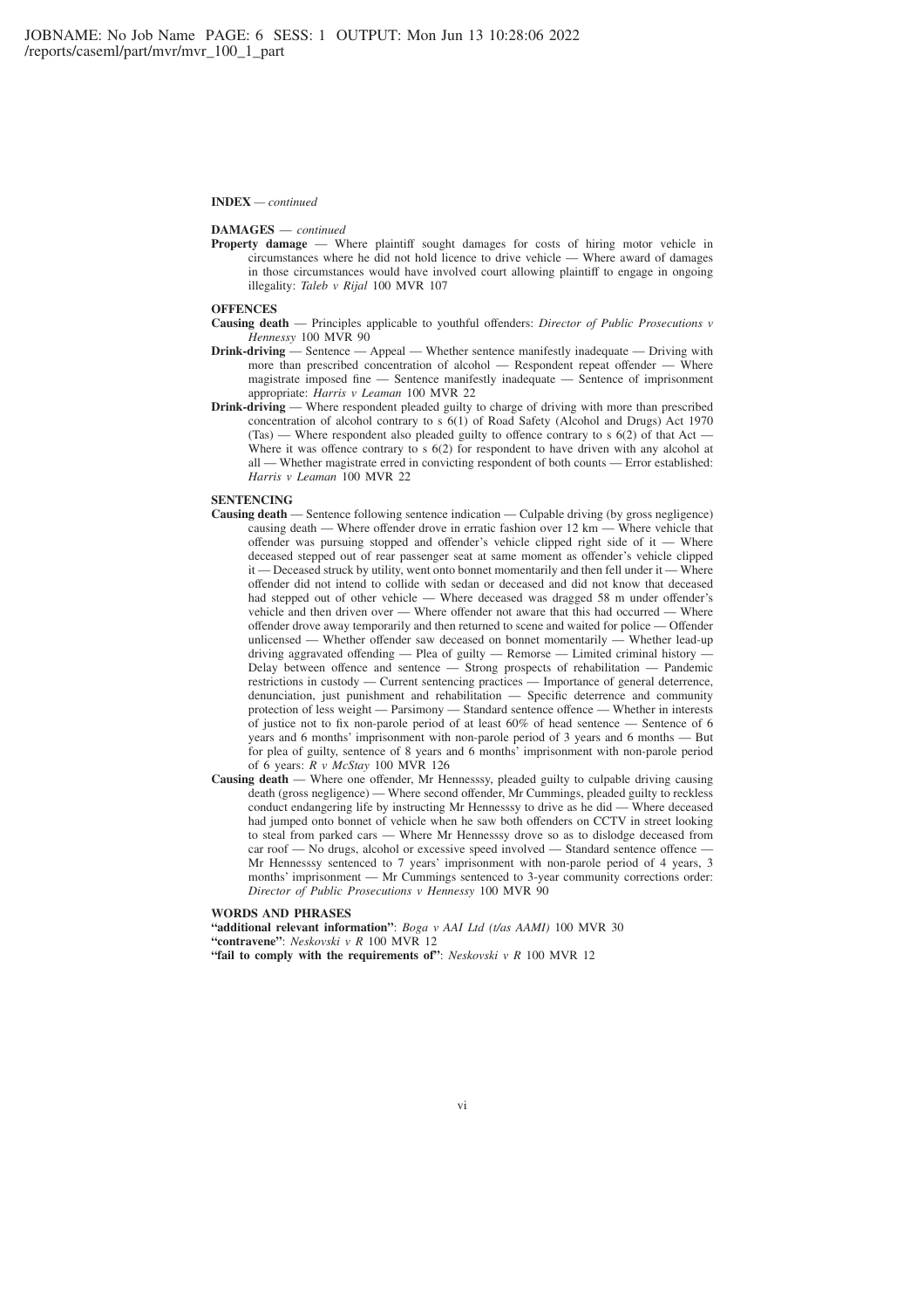**INDEX** — *continued*

**DAMAGES** — *continued*

**Property damage** — Where plaintiff sought damages for costs of hiring motor vehicle in circumstances where he did not hold licence to drive vehicle — Where award of damages in those circumstances would have involved court allowing plaintiff to engage in ongoing illegality: *Taleb v Rijal* 100 MVR 107

**OFFENCES**

**Causing death** — Principles applicable to youthful offenders: *Director of Public Prosecutions v Hennessy* 100 MVR 90

**Drink-driving** — Sentence — Appeal — Whether sentence manifestly inadequate — Driving with more than prescribed concentration of alcohol — Respondent repeat offender — Where magistrate imposed fine — Sentence manifestly inadequate — Sentence of imprisonment appropriate: *Harris v Leaman* 100 MVR 22

**Drink-driving** — Where respondent pleaded guilty to charge of driving with more than prescribed concentration of alcohol contrary to s 6(1) of Road Safety (Alcohol and Drugs) Act 1970 (Tas) — Where respondent also pleaded guilty to offence contrary to s 6(2) of that Act — Where it was offence contrary to s 6(2) for respondent to have driven with any alcohol at all — Whether magistrate erred in convicting respondent of both counts — Error established: *Harris v Leaman* 100 MVR 22

**SENTENCING**

**Causing death** — Sentence following sentence indication — Culpable driving (by gross negligence) causing death — Where offender drove in erratic fashion over 12 km — Where vehicle that offender was pursuing stopped and offender's vehicle clipped right side of it — Where deceased stepped out of rear passenger seat at same moment as offender's vehicle clipped it — Deceased struck by utility, went onto bonnet momentarily and then fell under it — Where offender did not intend to collide with sedan or deceased and did not know that deceased had stepped out of other vehicle — Where deceased was dragged 58 m under offender's vehicle and then driven over — Where offender not aware that this had occurred — Where offender drove away temporarily and then returned to scene and waited for police — Offender unlicensed — Whether offender saw deceased on bonnet momentarily — Whether lead-up driving aggravated offending — Plea of guilty — Remorse — Limited criminal history — Delay between offence and sentence — Strong prospects of rehabilitation — Pandemic restrictions in custody — Current sentencing practices — Importance of general deterrence, denunciation, just punishment and rehabilitation — Specific deterrence and community protection of less weight — Parsimony — Standard sentence offence — Whether in interests of justice not to fix non-parole period of at least 60% of head sentence — Sentence of 6 years and 6 months' imprisonment with non-parole period of 3 years and 6 months — But for plea of guilty, sentence of 8 years and 6 months' imprisonment with non-parole period of 6 years: *R v McStay* 100 MVR 126

**Causing death** — Where one offender, Mr Hennesssy, pleaded guilty to culpable driving causing death (gross negligence) — Where second offender, Mr Cummings, pleaded guilty to reckless conduct endangering life by instructing Mr Hennesssy to drive as he did — Where deceased had jumped onto bonnet of vehicle when he saw both offenders on CCTV in street looking to steal from parked cars — Where Mr Hennesssy drove so as to dislodge deceased from car roof — No drugs, alcohol or excessive speed involved — Standard sentence offence — Mr Hennesssy sentenced to 7 years' imprisonment with non-parole period of 4 years, 3 months' imprisonment — Mr Cummings sentenced to 3-year community corrections order: *Director of Public Prosecutions v Hennessy* 100 MVR 90

**WORDS AND PHRASES**

**"additional relevant information"**: *Boga v AAI Ltd (t/as AAMI)* 100 MVR 30

**"contravene"**: *Neskovski v R* 100 MVR 12

**"fail to comply with the requirements of"**: *Neskovski v R* 100 MVR 12